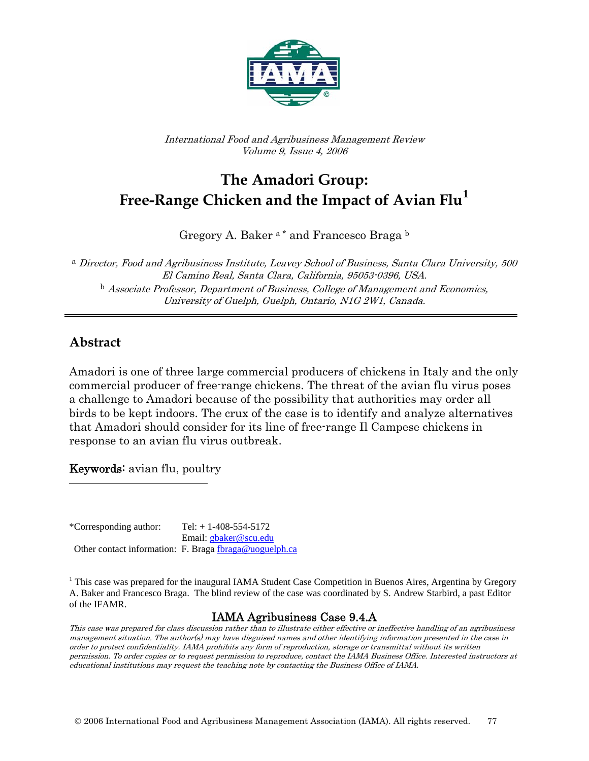*International Food and Agribusiness Management Review*
*Volume 9, Issue 4, 2006*

# The Amadori Group: Free-Range Chicken and the Impact of Avian Flu[1]

Gregory A. Baker [a*] and Francesco Braga [b]

[a] *Director, Food and Agribusiness Institute, Leavey School of Business, Santa Clara University, 500 El Camino Real, Santa Clara, California, 95053-0396, USA.*
[b] *Associate Professor, Department of Business, College of Management and Economics, University of Guelph, Guelph, Ontario, N1G 2W1, Canada.*

---

## Abstract

Amadori is one of three large commercial producers of chickens in Italy and the only commercial producer of free-range chickens. The threat of the avian flu virus poses a challenge to Amadori because of the possibility that authorities may order all birds to be kept indoors. The crux of the case is to identify and analyze alternatives that Amadori should consider for its line of free-range Il Campese chickens in response to an avian flu virus outbreak.

**Keywords**: avian flu, poultry

---

*Corresponding author: Tel: + 1-408-554-5172
Email: gbaker@scu.edu
Other contact information: F. Braga fbraga@uoguelph.ca

[1] This case was prepared for the inaugural IAMA Student Case Competition in Buenos Aires, Argentina by Gregory A. Baker and Francesco Braga. The blind review of the case was coordinated by S. Andrew Starbird, a past Editor of the IFAMR.

**IAMA Agribusiness Case 9.4.A**

*This case was prepared for class discussion rather than to illustrate either effective or ineffective handling of an agribusiness management situation. The author(s) may have disguised names and other identifying information presented in the case in order to protect confidentiality. IAMA prohibits any form of reproduction, storage or transmittal without its written permission. To order copies or to request permission to reproduce, contact the IAMA Business Office. Interested instructors at educational institutions may request the teaching note by contacting the Business Office of IAMA.*

© 2006 International Food and Agribusiness Management Association (IAMA). All rights reserved.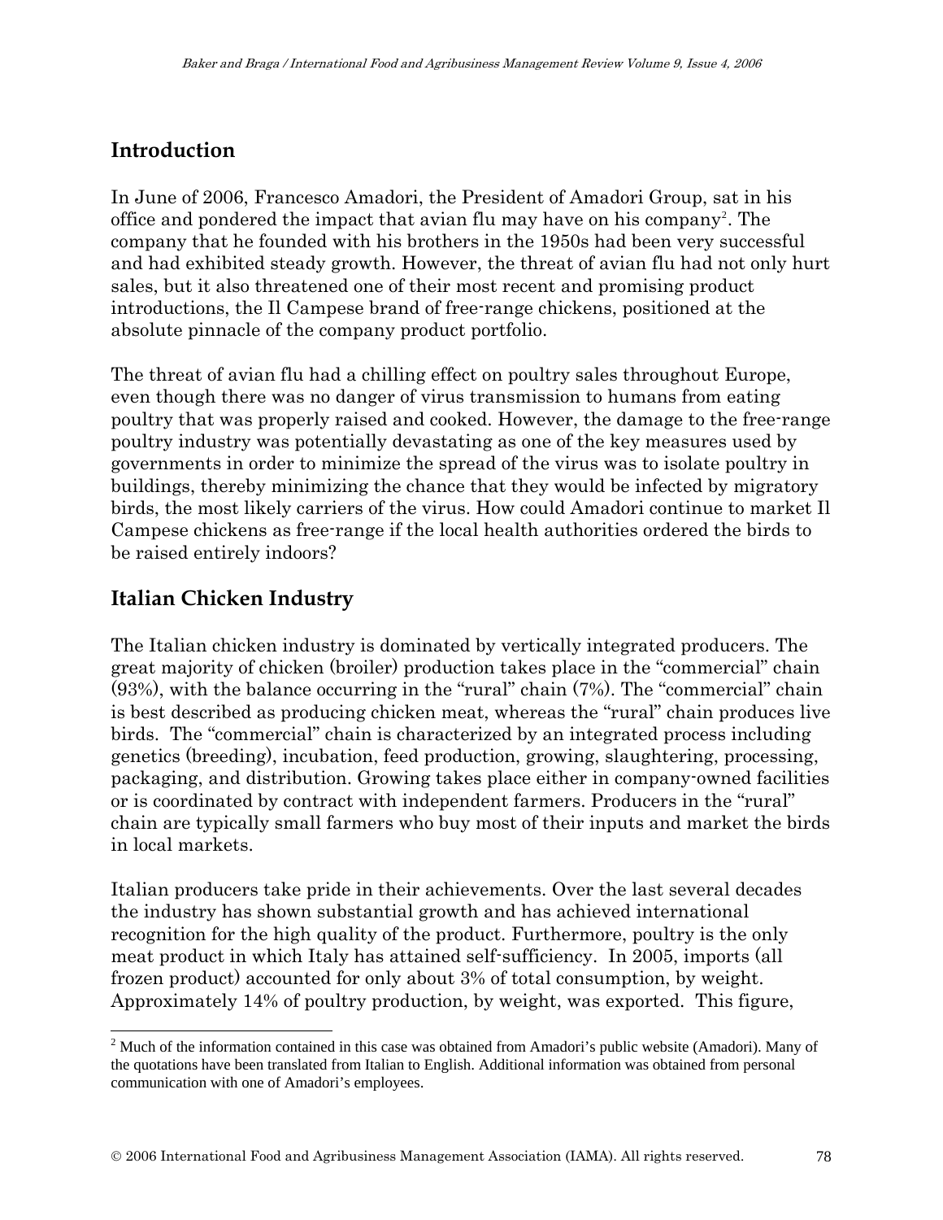## Introduction

In June of 2006, Francesco Amadori, the President of Amadori Group, sat in his office and pondered the impact that avian flu may have on his company[2]. The company that he founded with his brothers in the 1950s had been very successful and had exhibited steady growth. However, the threat of avian flu had not only hurt sales, but it also threatened one of their most recent and promising product introductions, the Il Campese brand of free-range chickens, positioned at the absolute pinnacle of the company product portfolio.

The threat of avian flu had a chilling effect on poultry sales throughout Europe, even though there was no danger of virus transmission to humans from eating poultry that was properly raised and cooked. However, the damage to the free-range poultry industry was potentially devastating as one of the key measures used by governments in order to minimize the spread of the virus was to isolate poultry in buildings, thereby minimizing the chance that they would be infected by migratory birds, the most likely carriers of the virus. How could Amadori continue to market Il Campese chickens as free-range if the local health authorities ordered the birds to be raised entirely indoors?

## Italian Chicken Industry

The Italian chicken industry is dominated by vertically integrated producers. The great majority of chicken (broiler) production takes place in the "commercial" chain (93%), with the balance occurring in the "rural" chain (7%). The "commercial" chain is best described as producing chicken meat, whereas the "rural" chain produces live birds. The "commercial" chain is characterized by an integrated process including genetics (breeding), incubation, feed production, growing, slaughtering, processing, packaging, and distribution. Growing takes place either in company-owned facilities or is coordinated by contract with independent farmers. Producers in the "rural" chain are typically small farmers who buy most of their inputs and market the birds in local markets.

Italian producers take pride in their achievements. Over the last several decades the industry has shown substantial growth and has achieved international recognition for the high quality of the product. Furthermore, poultry is the only meat product in which Italy has attained self-sufficiency. In 2005, imports (all frozen product) accounted for only about 3% of total consumption, by weight. Approximately 14% of poultry production, by weight, was exported. This figure,

---

[2] Much of the information contained in this case was obtained from Amadori's public website (Amadori). Many of the quotations have been translated from Italian to English. Additional information was obtained from personal communication with one of Amadori's employees.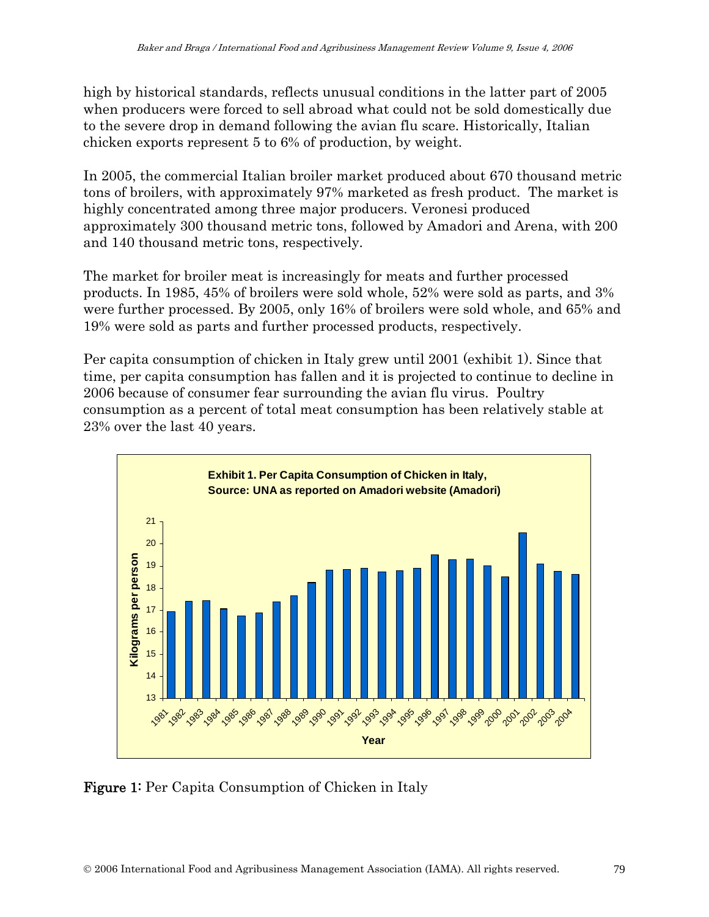high by historical standards, reflects unusual conditions in the latter part of 2005 when producers were forced to sell abroad what could not be sold domestically due to the severe drop in demand following the avian flu scare. Historically, Italian chicken exports represent 5 to 6% of production, by weight.

In 2005, the commercial Italian broiler market produced about 670 thousand metric tons of broilers, with approximately 97% marketed as fresh product. The market is highly concentrated among three major producers. Veronesi produced approximately 300 thousand metric tons, followed by Amadori and Arena, with 200 and 140 thousand metric tons, respectively.

The market for broiler meat is increasingly for meats and further processed products. In 1985, 45% of broilers were sold whole, 52% were sold as parts, and 3% were further processed. By 2005, only 16% of broilers were sold whole, and 65% and 19% were sold as parts and further processed products, respectively.

Per capita consumption of chicken in Italy grew until 2001 (exhibit 1). Since that time, per capita consumption has fallen and it is projected to continue to decline in 2006 because of consumer fear surrounding the avian flu virus. Poultry consumption as a percent of total meat consumption has been relatively stable at 23% over the last 40 years.

**Exhibit 1. Per Capita Consumption of Chicken in Italy, Source: UNA as reported on Amadori website (Amadori)**

**Figure 1:** Per Capita Consumption of Chicken in Italy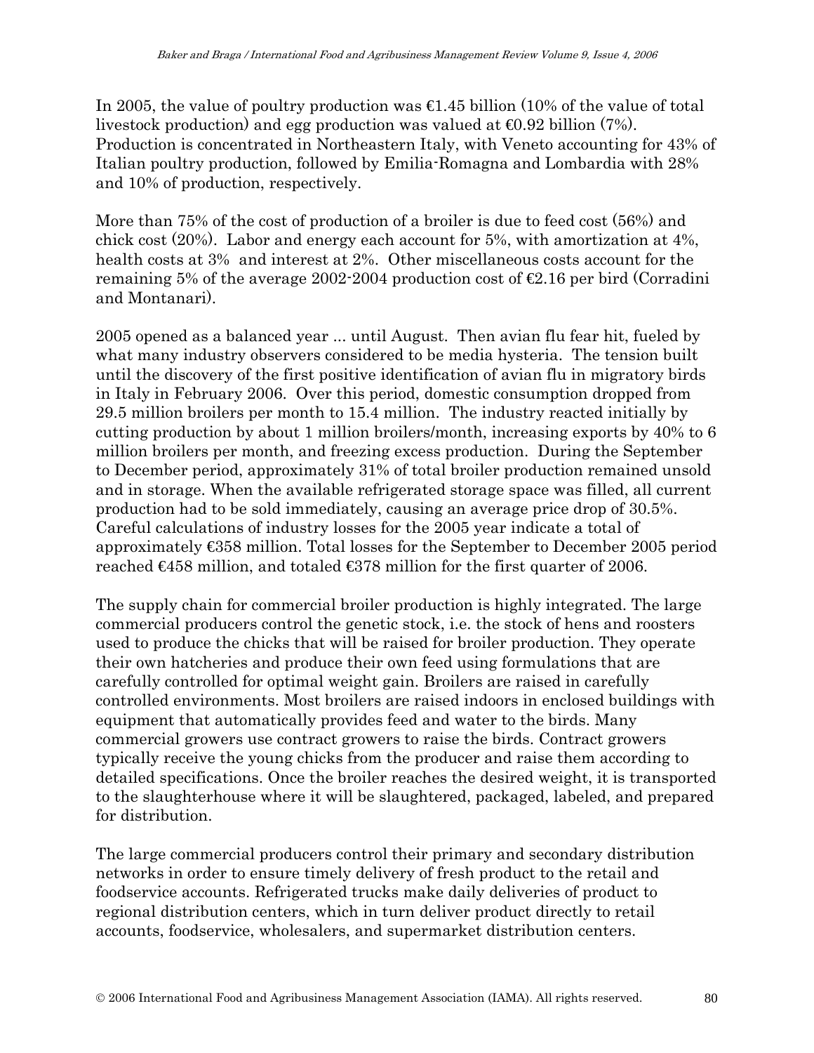In 2005, the value of poultry production was €1.45 billion (10% of the value of total livestock production) and egg production was valued at €0.92 billion (7%). Production is concentrated in Northeastern Italy, with Veneto accounting for 43% of Italian poultry production, followed by Emilia-Romagna and Lombardia with 28% and 10% of production, respectively.

More than 75% of the cost of production of a broiler is due to feed cost (56%) and chick cost (20%). Labor and energy each account for 5%, with amortization at 4%, health costs at 3% and interest at 2%. Other miscellaneous costs account for the remaining 5% of the average 2002-2004 production cost of €2.16 per bird (Corradini and Montanari).

2005 opened as a balanced year ... until August. Then avian flu fear hit, fueled by what many industry observers considered to be media hysteria. The tension built until the discovery of the first positive identification of avian flu in migratory birds in Italy in February 2006. Over this period, domestic consumption dropped from 29.5 million broilers per month to 15.4 million. The industry reacted initially by cutting production by about 1 million broilers/month, increasing exports by 40% to 6 million broilers per month, and freezing excess production. During the September to December period, approximately 31% of total broiler production remained unsold and in storage. When the available refrigerated storage space was filled, all current production had to be sold immediately, causing an average price drop of 30.5%. Careful calculations of industry losses for the 2005 year indicate a total of approximately €358 million. Total losses for the September to December 2005 period reached €458 million, and totaled €378 million for the first quarter of 2006.

The supply chain for commercial broiler production is highly integrated. The large commercial producers control the genetic stock, i.e. the stock of hens and roosters used to produce the chicks that will be raised for broiler production. They operate their own hatcheries and produce their own feed using formulations that are carefully controlled for optimal weight gain. Broilers are raised in carefully controlled environments. Most broilers are raised indoors in enclosed buildings with equipment that automatically provides feed and water to the birds. Many commercial growers use contract growers to raise the birds. Contract growers typically receive the young chicks from the producer and raise them according to detailed specifications. Once the broiler reaches the desired weight, it is transported to the slaughterhouse where it will be slaughtered, packaged, labeled, and prepared for distribution.

The large commercial producers control their primary and secondary distribution networks in order to ensure timely delivery of fresh product to the retail and foodservice accounts. Refrigerated trucks make daily deliveries of product to regional distribution centers, which in turn deliver product directly to retail accounts, foodservice, wholesalers, and supermarket distribution centers.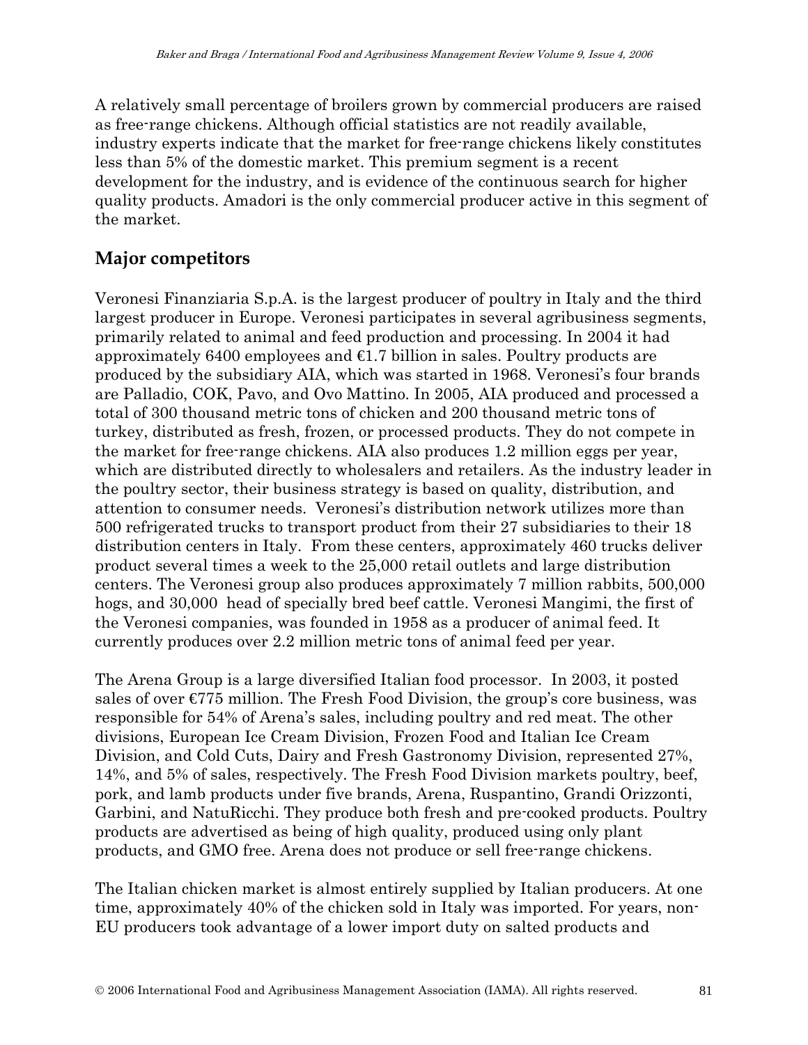A relatively small percentage of broilers grown by commercial producers are raised as free-range chickens. Although official statistics are not readily available, industry experts indicate that the market for free-range chickens likely constitutes less than 5% of the domestic market. This premium segment is a recent development for the industry, and is evidence of the continuous search for higher quality products. Amadori is the only commercial producer active in this segment of the market.

## Major competitors

Veronesi Finanziaria S.p.A. is the largest producer of poultry in Italy and the third largest producer in Europe. Veronesi participates in several agribusiness segments, primarily related to animal and feed production and processing. In 2004 it had approximately 6400 employees and €1.7 billion in sales. Poultry products are produced by the subsidiary AIA, which was started in 1968. Veronesi's four brands are Palladio, COK, Pavo, and Ovo Mattino. In 2005, AIA produced and processed a total of 300 thousand metric tons of chicken and 200 thousand metric tons of turkey, distributed as fresh, frozen, or processed products. They do not compete in the market for free-range chickens. AIA also produces 1.2 million eggs per year, which are distributed directly to wholesalers and retailers. As the industry leader in the poultry sector, their business strategy is based on quality, distribution, and attention to consumer needs. Veronesi's distribution network utilizes more than 500 refrigerated trucks to transport product from their 27 subsidiaries to their 18 distribution centers in Italy. From these centers, approximately 460 trucks deliver product several times a week to the 25,000 retail outlets and large distribution centers. The Veronesi group also produces approximately 7 million rabbits, 500,000 hogs, and 30,000 head of specially bred beef cattle. Veronesi Mangimi, the first of the Veronesi companies, was founded in 1958 as a producer of animal feed. It currently produces over 2.2 million metric tons of animal feed per year.

The Arena Group is a large diversified Italian food processor. In 2003, it posted sales of over €775 million. The Fresh Food Division, the group's core business, was responsible for 54% of Arena's sales, including poultry and red meat. The other divisions, European Ice Cream Division, Frozen Food and Italian Ice Cream Division, and Cold Cuts, Dairy and Fresh Gastronomy Division, represented 27%, 14%, and 5% of sales, respectively. The Fresh Food Division markets poultry, beef, pork, and lamb products under five brands, Arena, Ruspantino, Grandi Orizzonti, Garbini, and NatuRicchi. They produce both fresh and pre-cooked products. Poultry products are advertised as being of high quality, produced using only plant products, and GMO free. Arena does not produce or sell free-range chickens.

The Italian chicken market is almost entirely supplied by Italian producers. At one time, approximately 40% of the chicken sold in Italy was imported. For years, non-EU producers took advantage of a lower import duty on salted products and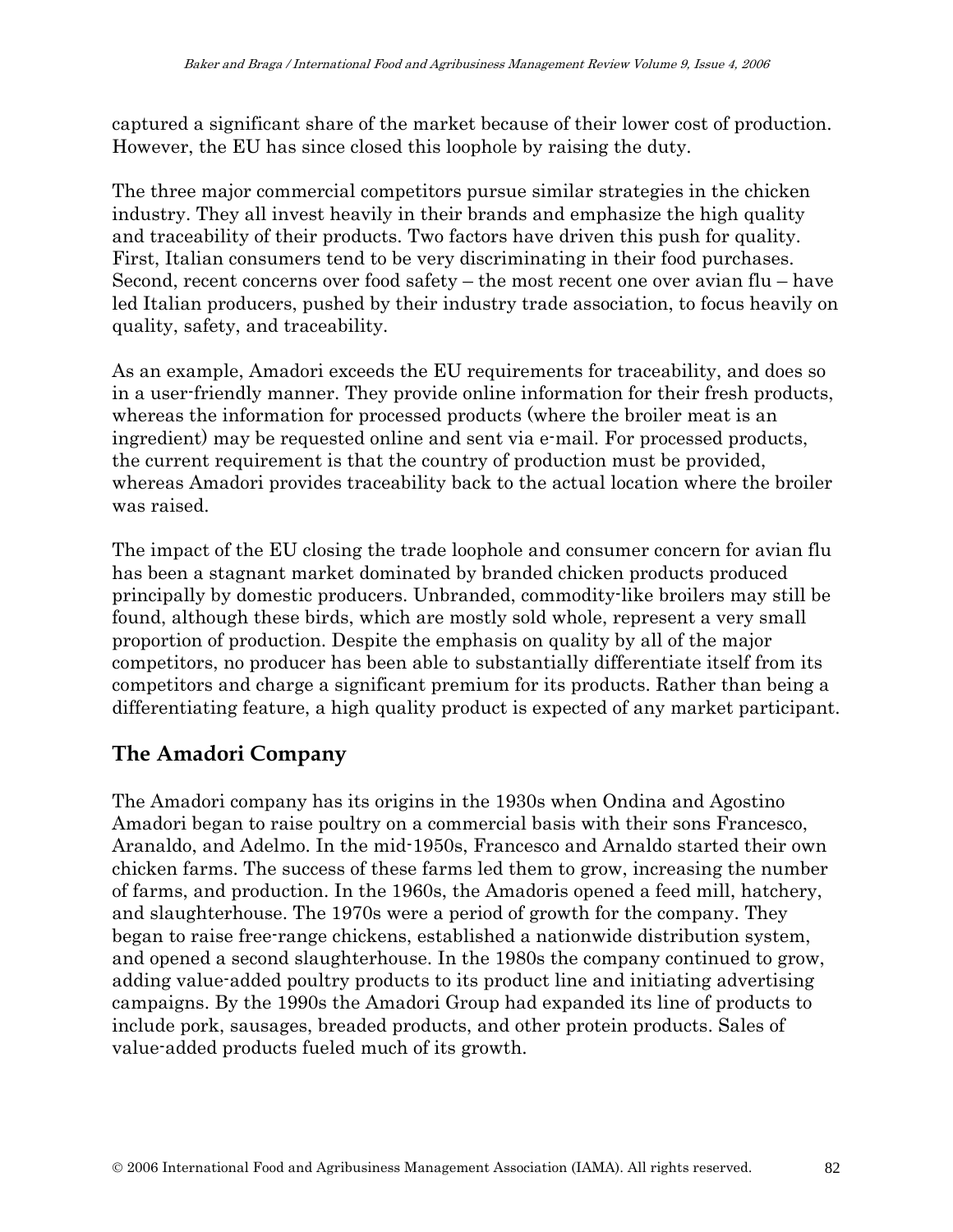captured a significant share of the market because of their lower cost of production. However, the EU has since closed this loophole by raising the duty.

The three major commercial competitors pursue similar strategies in the chicken industry. They all invest heavily in their brands and emphasize the high quality and traceability of their products. Two factors have driven this push for quality. First, Italian consumers tend to be very discriminating in their food purchases. Second, recent concerns over food safety – the most recent one over avian flu – have led Italian producers, pushed by their industry trade association, to focus heavily on quality, safety, and traceability.

As an example, Amadori exceeds the EU requirements for traceability, and does so in a user-friendly manner. They provide online information for their fresh products, whereas the information for processed products (where the broiler meat is an ingredient) may be requested online and sent via e-mail. For processed products, the current requirement is that the country of production must be provided, whereas Amadori provides traceability back to the actual location where the broiler was raised.

The impact of the EU closing the trade loophole and consumer concern for avian flu has been a stagnant market dominated by branded chicken products produced principally by domestic producers. Unbranded, commodity-like broilers may still be found, although these birds, which are mostly sold whole, represent a very small proportion of production. Despite the emphasis on quality by all of the major competitors, no producer has been able to substantially differentiate itself from its competitors and charge a significant premium for its products. Rather than being a differentiating feature, a high quality product is expected of any market participant.

## The Amadori Company

The Amadori company has its origins in the 1930s when Ondina and Agostino Amadori began to raise poultry on a commercial basis with their sons Francesco, Aranaldo, and Adelmo. In the mid-1950s, Francesco and Arnaldo started their own chicken farms. The success of these farms led them to grow, increasing the number of farms, and production. In the 1960s, the Amadoris opened a feed mill, hatchery, and slaughterhouse. The 1970s were a period of growth for the company. They began to raise free-range chickens, established a nationwide distribution system, and opened a second slaughterhouse. In the 1980s the company continued to grow, adding value-added poultry products to its product line and initiating advertising campaigns. By the 1990s the Amadori Group had expanded its line of products to include pork, sausages, breaded products, and other protein products. Sales of value-added products fueled much of its growth.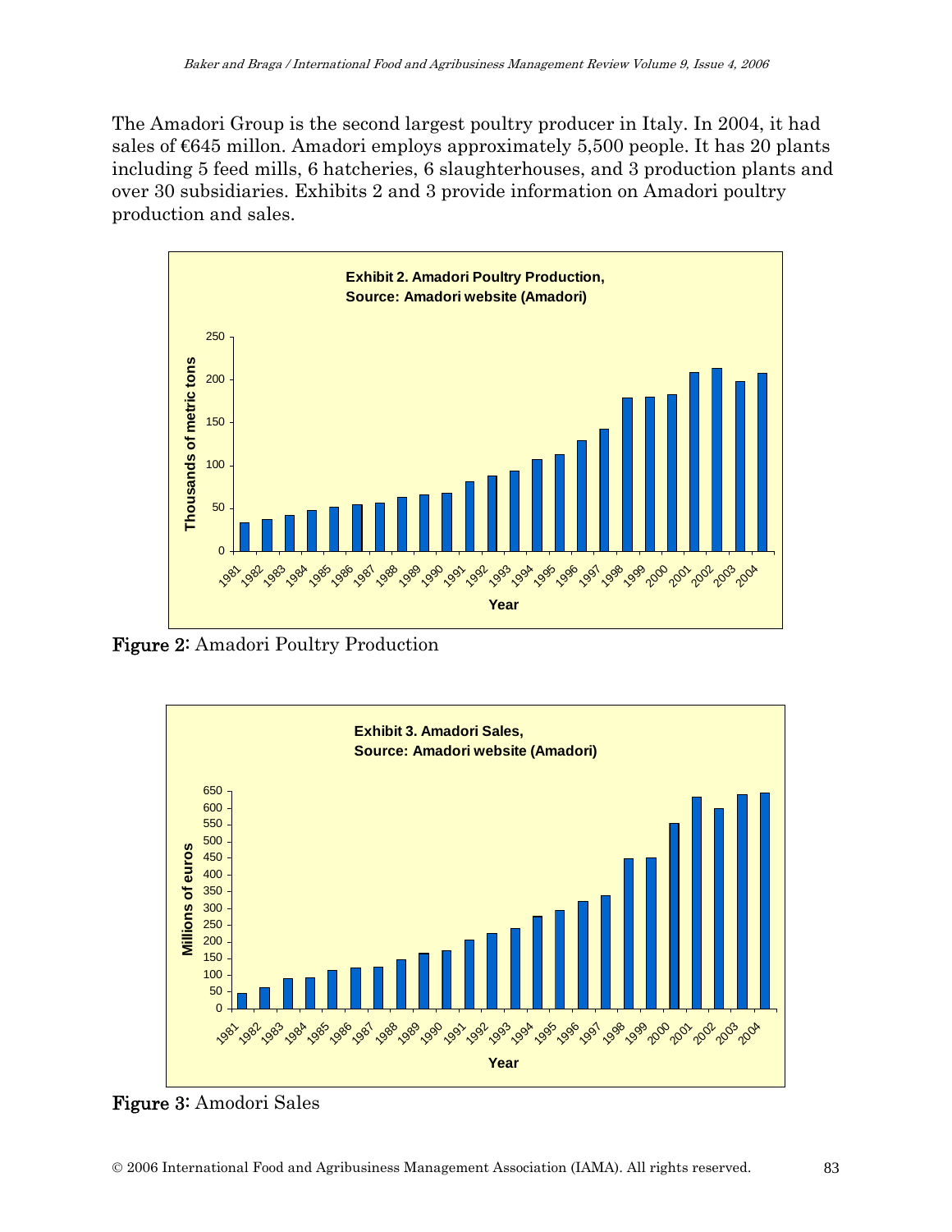The Amadori Group is the second largest poultry producer in Italy. In 2004, it had sales of €645 millon. Amadori employs approximately 5,500 people. It has 20 plants including 5 feed mills, 6 hatcheries, 6 slaughterhouses, and 3 production plants and over 30 subsidiaries. Exhibits 2 and 3 provide information on Amadori poultry production and sales.

**Figure 2:** Amadori Poultry Production

**Figure 3:** Amodori Sales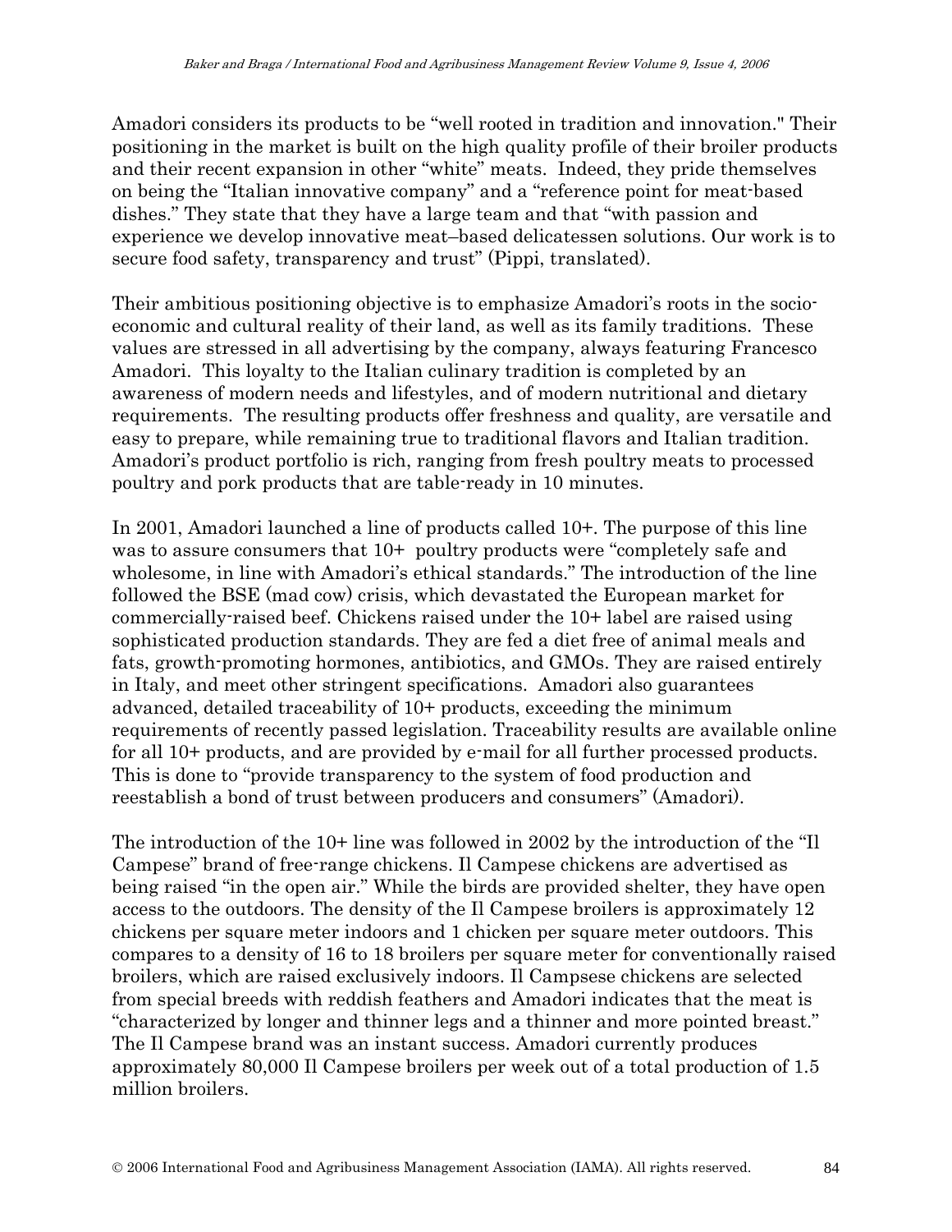Amadori considers its products to be "well rooted in tradition and innovation." Their positioning in the market is built on the high quality profile of their broiler products and their recent expansion in other "white" meats. Indeed, they pride themselves on being the "Italian innovative company" and a "reference point for meat-based dishes." They state that they have a large team and that "with passion and experience we develop innovative meat–based delicatessen solutions. Our work is to secure food safety, transparency and trust" (Pippi, translated).

Their ambitious positioning objective is to emphasize Amadori's roots in the socio-economic and cultural reality of their land, as well as its family traditions. These values are stressed in all advertising by the company, always featuring Francesco Amadori. This loyalty to the Italian culinary tradition is completed by an awareness of modern needs and lifestyles, and of modern nutritional and dietary requirements. The resulting products offer freshness and quality, are versatile and easy to prepare, while remaining true to traditional flavors and Italian tradition. Amadori's product portfolio is rich, ranging from fresh poultry meats to processed poultry and pork products that are table-ready in 10 minutes.

In 2001, Amadori launched a line of products called 10+. The purpose of this line was to assure consumers that 10+ poultry products were "completely safe and wholesome, in line with Amadori's ethical standards." The introduction of the line followed the BSE (mad cow) crisis, which devastated the European market for commercially-raised beef. Chickens raised under the 10+ label are raised using sophisticated production standards. They are fed a diet free of animal meals and fats, growth-promoting hormones, antibiotics, and GMOs. They are raised entirely in Italy, and meet other stringent specifications. Amadori also guarantees advanced, detailed traceability of 10+ products, exceeding the minimum requirements of recently passed legislation. Traceability results are available online for all 10+ products, and are provided by e-mail for all further processed products. This is done to "provide transparency to the system of food production and reestablish a bond of trust between producers and consumers" (Amadori).

The introduction of the 10+ line was followed in 2002 by the introduction of the "Il Campese" brand of free-range chickens. Il Campese chickens are advertised as being raised "in the open air." While the birds are provided shelter, they have open access to the outdoors. The density of the Il Campese broilers is approximately 12 chickens per square meter indoors and 1 chicken per square meter outdoors. This compares to a density of 16 to 18 broilers per square meter for conventionally raised broilers, which are raised exclusively indoors. Il Campsese chickens are selected from special breeds with reddish feathers and Amadori indicates that the meat is "characterized by longer and thinner legs and a thinner and more pointed breast." The Il Campese brand was an instant success. Amadori currently produces approximately 80,000 Il Campese broilers per week out of a total production of 1.5 million broilers.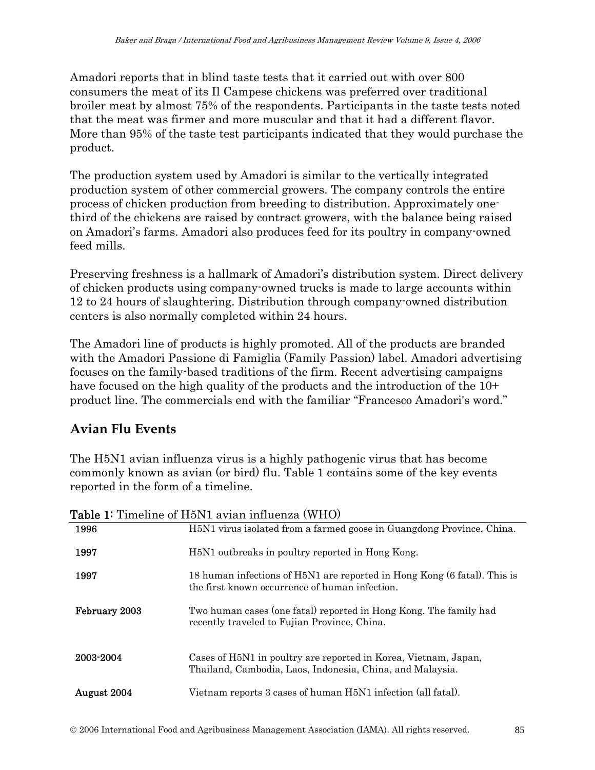Amadori reports that in blind taste tests that it carried out with over 800 consumers the meat of its Il Campese chickens was preferred over traditional broiler meat by almost 75% of the respondents. Participants in the taste tests noted that the meat was firmer and more muscular and that it had a different flavor. More than 95% of the taste test participants indicated that they would purchase the product.

The production system used by Amadori is similar to the vertically integrated production system of other commercial growers. The company controls the entire process of chicken production from breeding to distribution. Approximately one-third of the chickens are raised by contract growers, with the balance being raised on Amadori's farms. Amadori also produces feed for its poultry in company-owned feed mills.

Preserving freshness is a hallmark of Amadori's distribution system. Direct delivery of chicken products using company-owned trucks is made to large accounts within 12 to 24 hours of slaughtering. Distribution through company-owned distribution centers is also normally completed within 24 hours.

The Amadori line of products is highly promoted. All of the products are branded with the Amadori Passione di Famiglia (Family Passion) label. Amadori advertising focuses on the family-based traditions of the firm. Recent advertising campaigns have focused on the high quality of the products and the introduction of the 10+ product line. The commercials end with the familiar "Francesco Amadori's word."

## Avian Flu Events

The H5N1 avian influenza virus is a highly pathogenic virus that has become commonly known as avian (or bird) flu. Table 1 contains some of the key events reported in the form of a timeline.

**Table 1**: Timeline of H5N1 avian influenza (WHO)

| | |
|---|---|
| **1996** | H5N1 virus isolated from a farmed goose in Guangdong Province, China. |
| **1997** | H5N1 outbreaks in poultry reported in Hong Kong. |
| **1997** | 18 human infections of H5N1 are reported in Hong Kong (6 fatal). This is the first known occurrence of human infection. |
| **February 2003** | Two human cases (one fatal) reported in Hong Kong. The family had recently traveled to Fujian Province, China. |
| **2003-2004** | Cases of H5N1 in poultry are reported in Korea, Vietnam, Japan, Thailand, Cambodia, Laos, Indonesia, China, and Malaysia. |
| **August 2004** | Vietnam reports 3 cases of human H5N1 infection (all fatal). |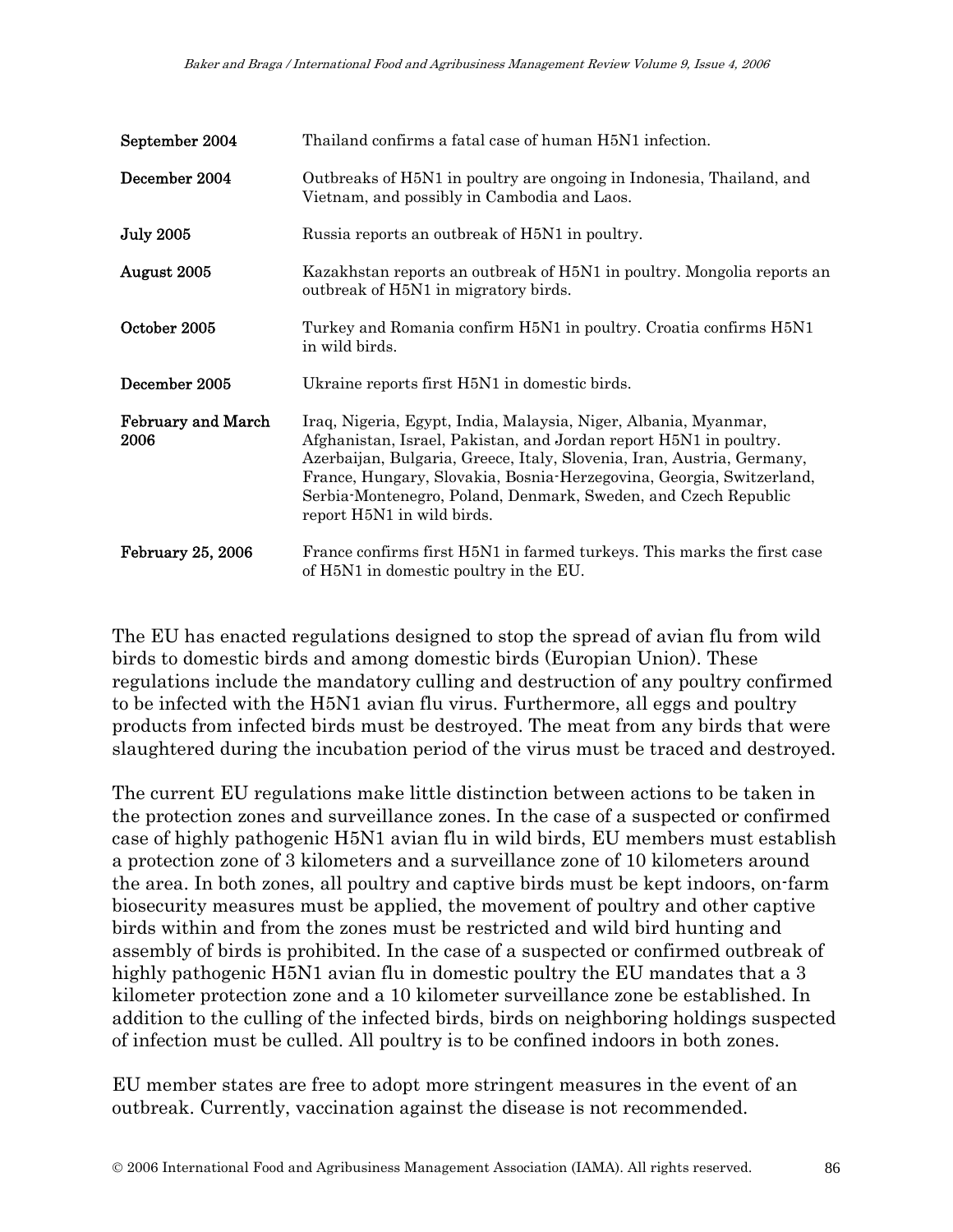| | |
|---|---|
| **September 2004** | Thailand confirms a fatal case of human H5N1 infection. |
| **December 2004** | Outbreaks of H5N1 in poultry are ongoing in Indonesia, Thailand, and Vietnam, and possibly in Cambodia and Laos. |
| **July 2005** | Russia reports an outbreak of H5N1 in poultry. |
| **August 2005** | Kazakhstan reports an outbreak of H5N1 in poultry. Mongolia reports an outbreak of H5N1 in migratory birds. |
| **October 2005** | Turkey and Romania confirm H5N1 in poultry. Croatia confirms H5N1 in wild birds. |
| **December 2005** | Ukraine reports first H5N1 in domestic birds. |
| **February and March 2006** | Iraq, Nigeria, Egypt, India, Malaysia, Niger, Albania, Myanmar, Afghanistan, Israel, Pakistan, and Jordan report H5N1 in poultry. Azerbaijan, Bulgaria, Greece, Italy, Slovenia, Iran, Austria, Germany, France, Hungary, Slovakia, Bosnia-Herzegovina, Georgia, Switzerland, Serbia-Montenegro, Poland, Denmark, Sweden, and Czech Republic report H5N1 in wild birds. |
| **February 25, 2006** | France confirms first H5N1 in farmed turkeys. This marks the first case of H5N1 in domestic poultry in the EU. |

The EU has enacted regulations designed to stop the spread of avian flu from wild birds to domestic birds and among domestic birds (Europian Union). These regulations include the mandatory culling and destruction of any poultry confirmed to be infected with the H5N1 avian flu virus. Furthermore, all eggs and poultry products from infected birds must be destroyed. The meat from any birds that were slaughtered during the incubation period of the virus must be traced and destroyed.

The current EU regulations make little distinction between actions to be taken in the protection zones and surveillance zones. In the case of a suspected or confirmed case of highly pathogenic H5N1 avian flu in wild birds, EU members must establish a protection zone of 3 kilometers and a surveillance zone of 10 kilometers around the area. In both zones, all poultry and captive birds must be kept indoors, on-farm biosecurity measures must be applied, the movement of poultry and other captive birds within and from the zones must be restricted and wild bird hunting and assembly of birds is prohibited. In the case of a suspected or confirmed outbreak of highly pathogenic H5N1 avian flu in domestic poultry the EU mandates that a 3 kilometer protection zone and a 10 kilometer surveillance zone be established. In addition to the culling of the infected birds, birds on neighboring holdings suspected of infection must be culled. All poultry is to be confined indoors in both zones.

EU member states are free to adopt more stringent measures in the event of an outbreak. Currently, vaccination against the disease is not recommended.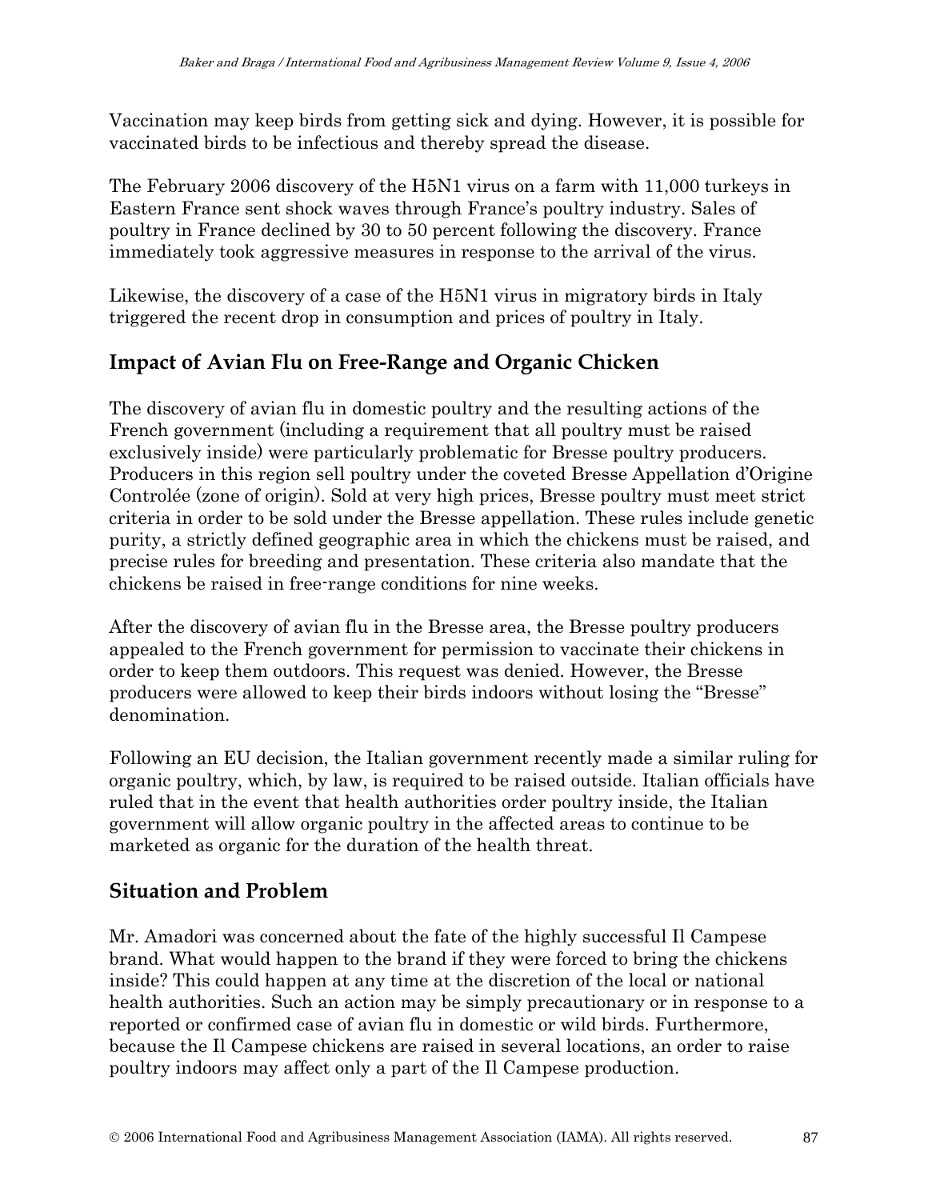Vaccination may keep birds from getting sick and dying. However, it is possible for vaccinated birds to be infectious and thereby spread the disease.

The February 2006 discovery of the H5N1 virus on a farm with 11,000 turkeys in Eastern France sent shock waves through France's poultry industry. Sales of poultry in France declined by 30 to 50 percent following the discovery. France immediately took aggressive measures in response to the arrival of the virus.

Likewise, the discovery of a case of the H5N1 virus in migratory birds in Italy triggered the recent drop in consumption and prices of poultry in Italy.

## Impact of Avian Flu on Free-Range and Organic Chicken

The discovery of avian flu in domestic poultry and the resulting actions of the French government (including a requirement that all poultry must be raised exclusively inside) were particularly problematic for Bresse poultry producers. Producers in this region sell poultry under the coveted Bresse Appellation d'Origine Controlée (zone of origin). Sold at very high prices, Bresse poultry must meet strict criteria in order to be sold under the Bresse appellation. These rules include genetic purity, a strictly defined geographic area in which the chickens must be raised, and precise rules for breeding and presentation. These criteria also mandate that the chickens be raised in free-range conditions for nine weeks.

After the discovery of avian flu in the Bresse area, the Bresse poultry producers appealed to the French government for permission to vaccinate their chickens in order to keep them outdoors. This request was denied. However, the Bresse producers were allowed to keep their birds indoors without losing the "Bresse" denomination.

Following an EU decision, the Italian government recently made a similar ruling for organic poultry, which, by law, is required to be raised outside. Italian officials have ruled that in the event that health authorities order poultry inside, the Italian government will allow organic poultry in the affected areas to continue to be marketed as organic for the duration of the health threat.

## Situation and Problem

Mr. Amadori was concerned about the fate of the highly successful Il Campese brand. What would happen to the brand if they were forced to bring the chickens inside? This could happen at any time at the discretion of the local or national health authorities. Such an action may be simply precautionary or in response to a reported or confirmed case of avian flu in domestic or wild birds. Furthermore, because the Il Campese chickens are raised in several locations, an order to raise poultry indoors may affect only a part of the Il Campese production.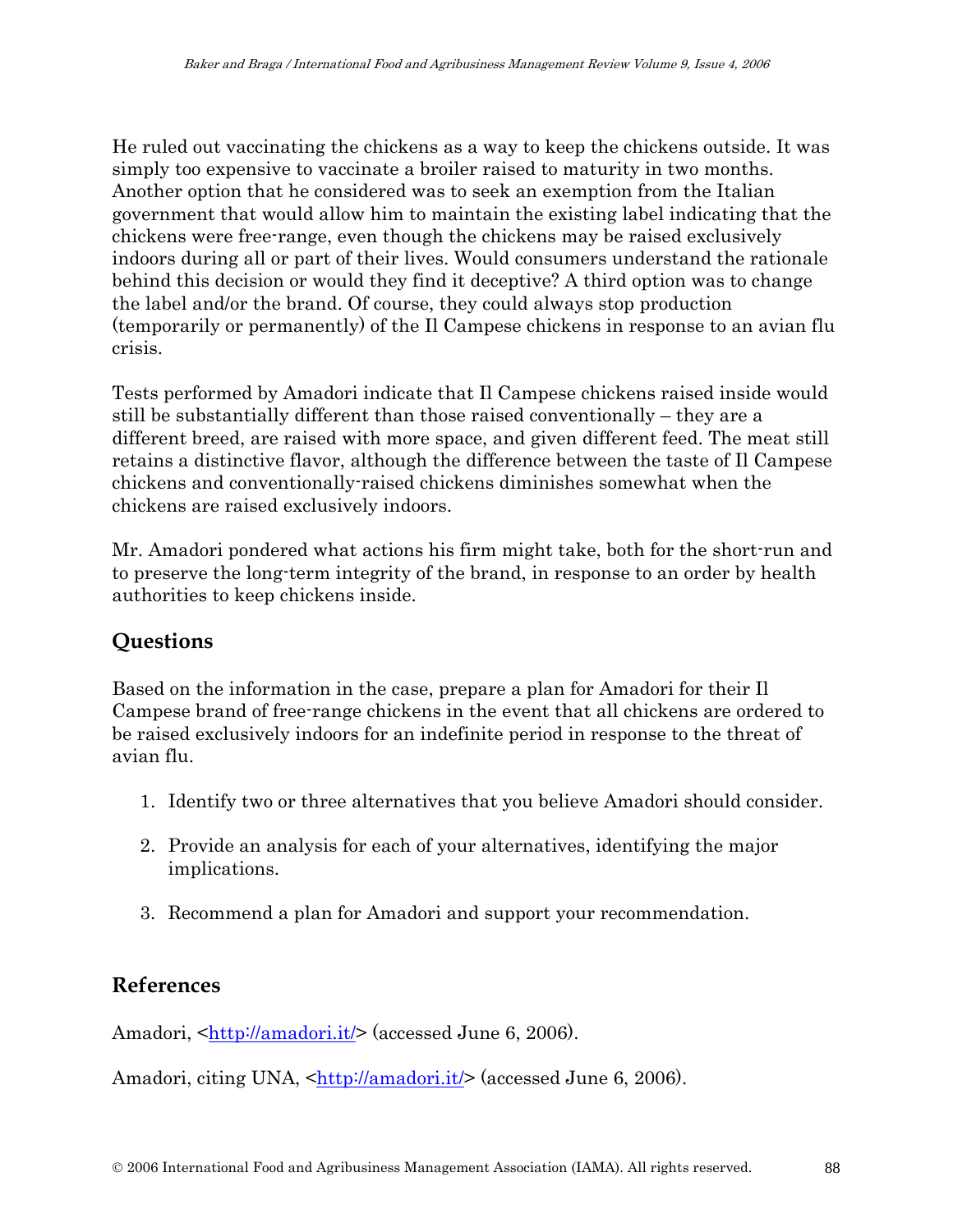He ruled out vaccinating the chickens as a way to keep the chickens outside. It was simply too expensive to vaccinate a broiler raised to maturity in two months. Another option that he considered was to seek an exemption from the Italian government that would allow him to maintain the existing label indicating that the chickens were free-range, even though the chickens may be raised exclusively indoors during all or part of their lives. Would consumers understand the rationale behind this decision or would they find it deceptive? A third option was to change the label and/or the brand. Of course, they could always stop production (temporarily or permanently) of the Il Campese chickens in response to an avian flu crisis.

Tests performed by Amadori indicate that Il Campese chickens raised inside would still be substantially different than those raised conventionally – they are a different breed, are raised with more space, and given different feed. The meat still retains a distinctive flavor, although the difference between the taste of Il Campese chickens and conventionally-raised chickens diminishes somewhat when the chickens are raised exclusively indoors.

Mr. Amadori pondered what actions his firm might take, both for the short-run and to preserve the long-term integrity of the brand, in response to an order by health authorities to keep chickens inside.

## Questions

Based on the information in the case, prepare a plan for Amadori for their Il Campese brand of free-range chickens in the event that all chickens are ordered to be raised exclusively indoors for an indefinite period in response to the threat of avian flu.

1. Identify two or three alternatives that you believe Amadori should consider.

2. Provide an analysis for each of your alternatives, identifying the major implications.

3. Recommend a plan for Amadori and support your recommendation.

## References

Amadori, <http://amadori.it/> (accessed June 6, 2006).

Amadori, citing UNA, <http://amadori.it/> (accessed June 6, 2006).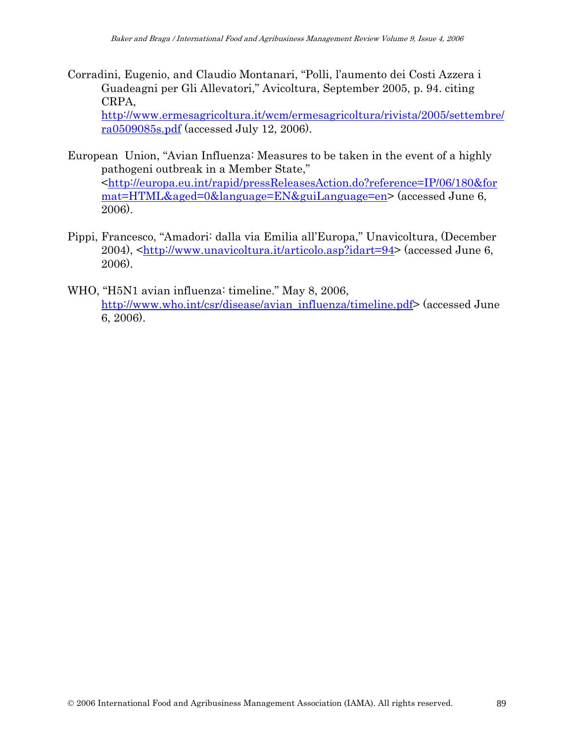Corradini, Eugenio, and Claudio Montanari, "Polli, l'aumento dei Costi Azzera i Guadeagni per Gli Allevatori," Avicoltura, September 2005, p. 94. citing CRPA, http://www.ermesagricoltura.it/wcm/ermesagricoltura/rivista/2005/settembre/ra0509085s.pdf (accessed July 12, 2006).

European Union, "Avian Influenza: Measures to be taken in the event of a highly pathogeni outbreak in a Member State," <http://europa.eu.int/rapid/pressReleasesAction.do?reference=IP/06/180&format=HTML&aged=0&language=EN&guiLanguage=en> (accessed June 6, 2006).

Pippi, Francesco, "Amadori: dalla via Emilia all'Europa," Unavicoltura, (December 2004), <http://www.unavicoltura.it/articolo.asp?idart=94> (accessed June 6, 2006).

WHO, "H5N1 avian influenza: timeline." May 8, 2006, http://www.who.int/csr/disease/avian_influenza/timeline.pdf> (accessed June 6, 2006).